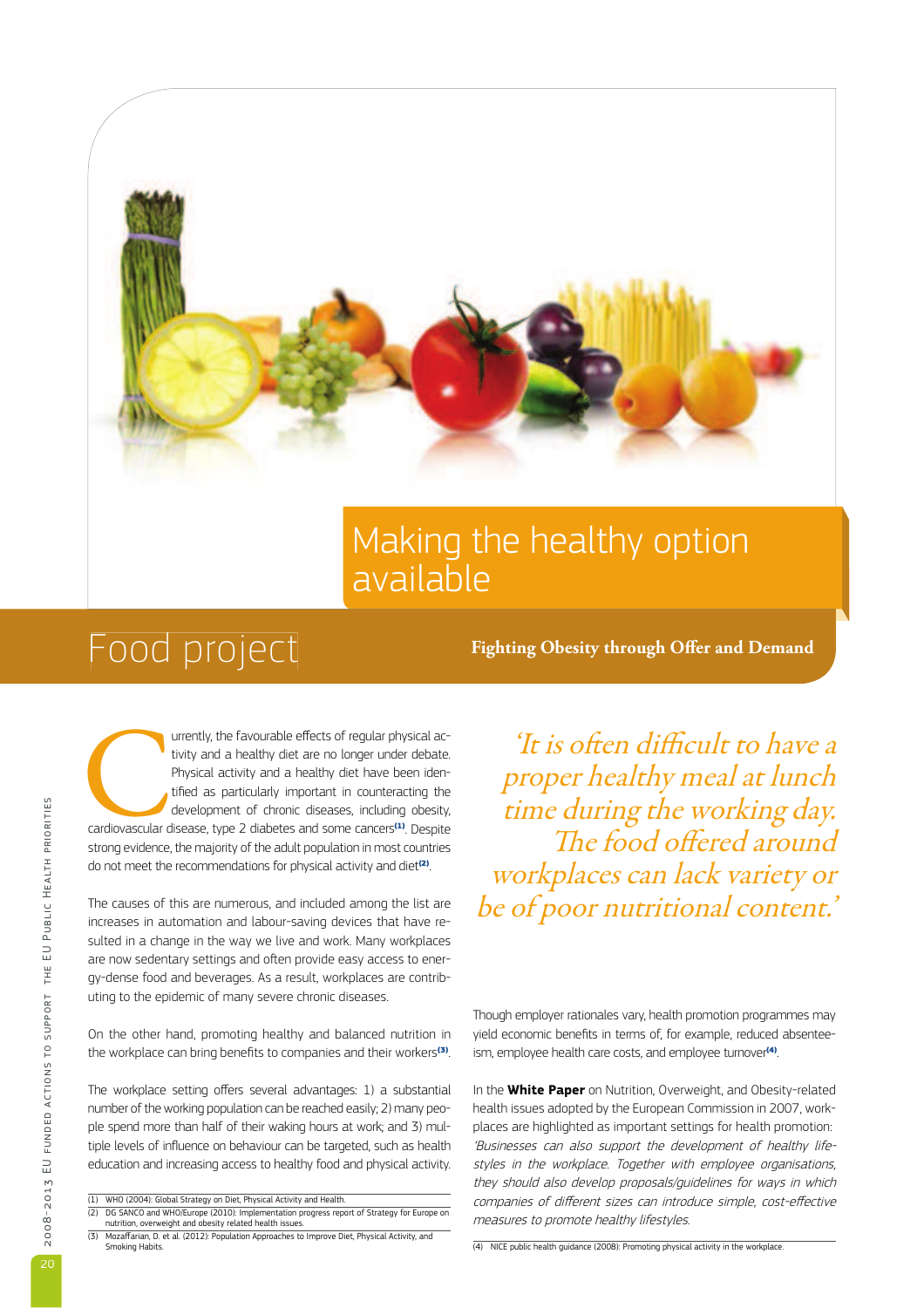# Making the healthy option available

## Food project

**Fighting Obesity through Offer and Demand**

Currently, the favourable effects of regular physical activity and a healthy diet are no longer under debate. Physical activity and a healthy diet have been identified as particularly important in counteracting the development of chronic diseases, including obesity, cardiovascular disease, type 2 diabetes and some cancers[1]. Despite strong evidence, the majority of the adult population in most countries do not meet the recommendations for physical activity and diet[2].

The causes of this are numerous, and included among the list are increases in automation and labour-saving devices that have resulted in a change in the way we live and work. Many workplaces are now sedentary settings and often provide easy access to energy-dense food and beverages. As a result, workplaces are contributing to the epidemic of many severe chronic diseases.

On the other hand, promoting healthy and balanced nutrition in the workplace can bring benefits to companies and their workers[3].

The workplace setting offers several advantages: 1) a substantial number of the working population can be reached easily; 2) many people spend more than half of their waking hours at work; and 3) multiple levels of influence on behaviour can be targeted, such as health education and increasing access to healthy food and physical activity.

*'It is often difficult to have a proper healthy meal at lunch time during the working day. The food offered around workplaces can lack variety or be of poor nutritional content.'*

Though employer rationales vary, health promotion programmes may yield economic benefits in terms of, for example, reduced absenteeism, employee health care costs, and employee turnover[4].

In the **White Paper** on Nutrition, Overweight, and Obesity-related health issues adopted by the European Commission in 2007, workplaces are highlighted as important settings for health promotion: *'Businesses can also support the development of healthy lifestyles in the workplace. Together with employee organisations, they should also develop proposals/guidelines for ways in which companies of different sizes can introduce simple, cost-effective measures to promote healthy lifestyles.*

(1) WHO (2004): Global Strategy on Diet, Physical Activity and Health.
(2) DG SANCO and WHO/Europe (2010): Implementation progress report of Strategy for Europe on nutrition, overweight and obesity related health issues.
(3) Mozaffarian, D. et al. (2012): Population Approaches to Improve Diet, Physical Activity, and Smoking Habits.
(4) NICE public health guidance (2008): Promoting physical activity in the workplace.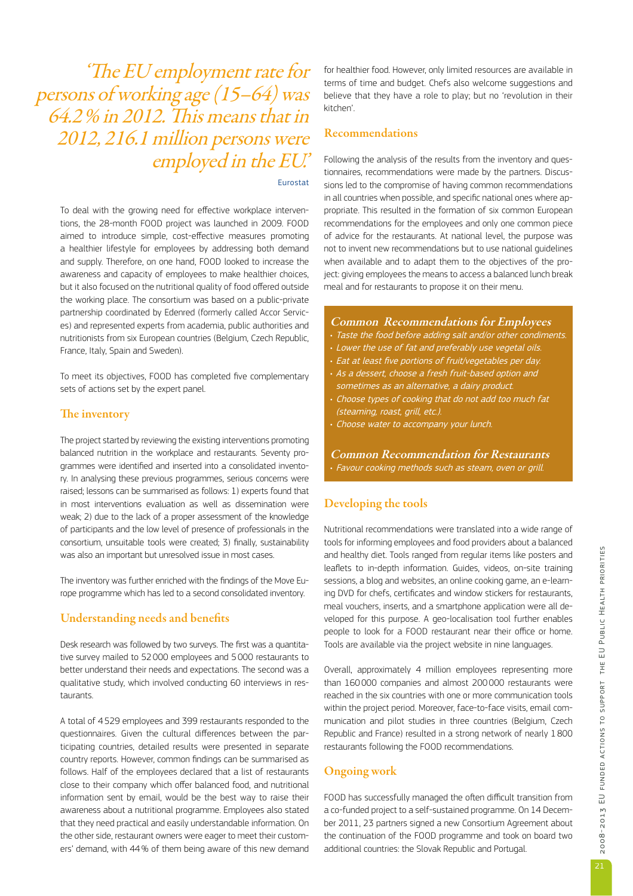> *'The EU employment rate for persons of working age (15–64) was 64.2 % in 2012. This means that in 2012, 216.1 million persons were employed in the EU.'*
>
> Eurostat

To deal with the growing need for effective workplace interventions, the 28-month FOOD project was launched in 2009. FOOD aimed to introduce simple, cost-effective measures promoting a healthier lifestyle for employees by addressing both demand and supply. Therefore, on one hand, FOOD looked to increase the awareness and capacity of employees to make healthier choices, but it also focused on the nutritional quality of food offered outside the working place. The consortium was based on a public-private partnership coordinated by Edenred (formerly called Accor Services) and represented experts from academia, public authorities and nutritionists from six European countries (Belgium, Czech Republic, France, Italy, Spain and Sweden).

To meet its objectives, FOOD has completed five complementary sets of actions set by the expert panel.

## The inventory

The project started by reviewing the existing interventions promoting balanced nutrition in the workplace and restaurants. Seventy programmes were identified and inserted into a consolidated inventory. In analysing these previous programmes, serious concerns were raised; lessons can be summarised as follows: 1) experts found that in most interventions evaluation as well as dissemination were weak; 2) due to the lack of a proper assessment of the knowledge of participants and the low level of presence of professionals in the consortium, unsuitable tools were created; 3) finally, sustainability was also an important but unresolved issue in most cases.

The inventory was further enriched with the findings of the Move Europe programme which has led to a second consolidated inventory.

## Understanding needs and benefits

Desk research was followed by two surveys. The first was a quantitative survey mailed to 52 000 employees and 5 000 restaurants to better understand their needs and expectations. The second was a qualitative study, which involved conducting 60 interviews in restaurants.

A total of 4 529 employees and 399 restaurants responded to the questionnaires. Given the cultural differences between the participating countries, detailed results were presented in separate country reports. However, common findings can be summarised as follows. Half of the employees declared that a list of restaurants close to their company which offer balanced food, and nutritional information sent by email, would be the best way to raise their awareness about a nutritional programme. Employees also stated that they need practical and easily understandable information. On the other side, restaurant owners were eager to meet their customers' demand, with 44 % of them being aware of this new demand for healthier food. However, only limited resources are available in terms of time and budget. Chefs also welcome suggestions and believe that they have a role to play; but no 'revolution in their kitchen'.

## Recommendations

Following the analysis of the results from the inventory and questionnaires, recommendations were made by the partners. Discussions led to the compromise of having common recommendations in all countries when possible, and specific national ones where appropriate. This resulted in the formation of six common European recommendations for the employees and only one common piece of advice for the restaurants. At national level, the purpose was not to invent new recommendations but to use national guidelines when available and to adapt them to the objectives of the project: giving employees the means to access a balanced lunch break meal and for restaurants to propose it on their menu.

### Common Recommendations for Employees

- *Taste the food before adding salt and/or other condiments.*
- *Lower the use of fat and preferably use vegetal oils.*
- *Eat at least five portions of fruit/vegetables per day.*
- *As a dessert, choose a fresh fruit-based option and sometimes as an alternative, a dairy product.*
- *Choose types of cooking that do not add too much fat (steaming, roast, grill, etc.).*
- *Choose water to accompany your lunch.*

### Common Recommendation for Restaurants

- *Favour cooking methods such as steam, oven or grill.*

## Developing the tools

Nutritional recommendations were translated into a wide range of tools for informing employees and food providers about a balanced and healthy diet. Tools ranged from regular items like posters and leaflets to in-depth information. Guides, videos, on-site training sessions, a blog and websites, an online cooking game, an e-learning DVD for chefs, certificates and window stickers for restaurants, meal vouchers, inserts, and a smartphone application were all developed for this purpose. A geo-localisation tool further enables people to look for a FOOD restaurant near their office or home. Tools are available via the project website in nine languages.

Overall, approximately 4 million employees representing more than 160 000 companies and almost 200 000 restaurants were reached in the six countries with one or more communication tools within the project period. Moreover, face-to-face visits, email communication and pilot studies in three countries (Belgium, Czech Republic and France) resulted in a strong network of nearly 1 800 restaurants following the FOOD recommendations.

## Ongoing work

FOOD has successfully managed the often difficult transition from a co-funded project to a self-sustained programme. On 14 December 2011, 23 partners signed a new Consortium Agreement about the continuation of the FOOD programme and took on board two additional countries: the Slovak Republic and Portugal.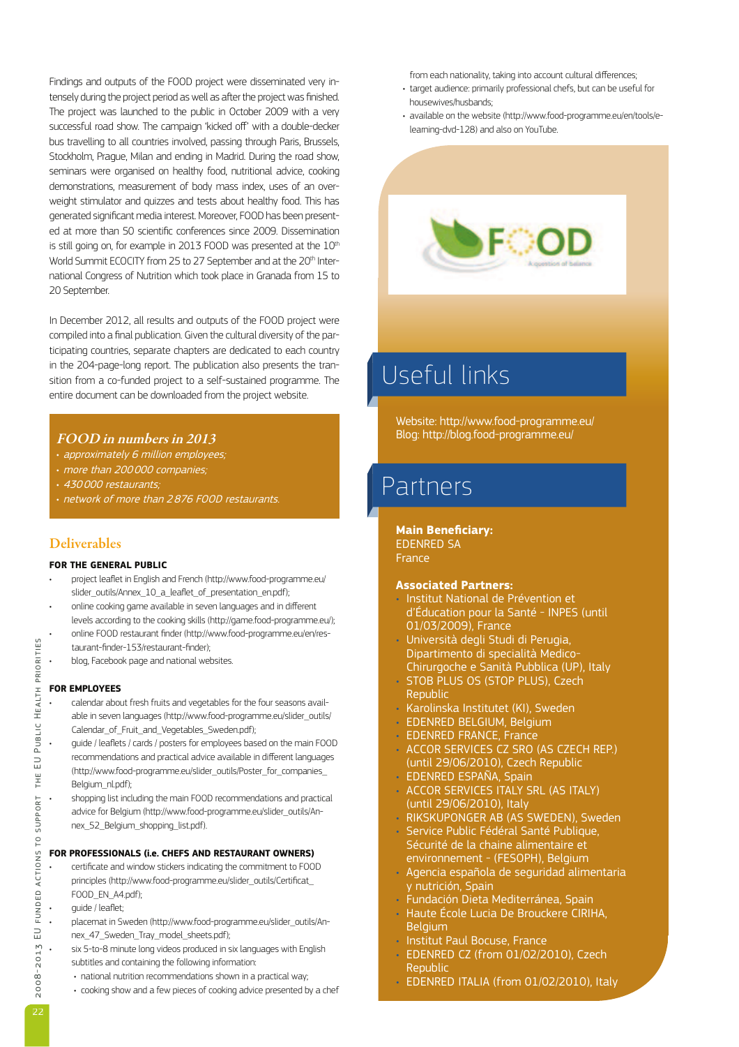Findings and outputs of the FOOD project were disseminated very intensely during the project period as well as after the project was finished. The project was launched to the public in October 2009 with a very successful road show. The campaign 'kicked off' with a double-decker bus travelling to all countries involved, passing through Paris, Brussels, Stockholm, Prague, Milan and ending in Madrid. During the road show, seminars were organised on healthy food, nutritional advice, cooking demonstrations, measurement of body mass index, uses of an overweight stimulator and quizzes and tests about healthy food. This has generated significant media interest. Moreover, FOOD has been presented at more than 50 scientific conferences since 2009. Dissemination is still going on, for example in 2013 FOOD was presented at the 10th World Summit ECOCITY from 25 to 27 September and at the 20th International Congress of Nutrition which took place in Granada from 15 to 20 September.

In December 2012, all results and outputs of the FOOD project were compiled into a final publication. Given the cultural diversity of the participating countries, separate chapters are dedicated to each country in the 204-page-long report. The publication also presents the transition from a co-funded project to a self-sustained programme. The entire document can be downloaded from the project website.

## *FOOD in numbers in 2013*

- *approximately 6 million employees;*
- *more than 200 000 companies;*
- *430 000 restaurants;*
- *network of more than 2 876 FOOD restaurants.*

## Deliverables

**FOR THE GENERAL PUBLIC**

- project leaflet in English and French (http://www.food-programme.eu/slider_outils/Annex_10_a_leaflet_of_presentation_en.pdf);
- online cooking game available in seven languages and in different levels according to the cooking skills (http://game.food-programme.eu/);
- online FOOD restaurant finder (http://www.food-programme.eu/en/restaurant-finder-153/restaurant-finder);
- blog, Facebook page and national websites.

**FOR EMPLOYEES**

- calendar about fresh fruits and vegetables for the four seasons available in seven languages (http://www.food-programme.eu/slider_outils/Calendar_of_Fruit_and_Vegetables_Sweden.pdf);
- guide / leaflets / cards / posters for employees based on the main FOOD recommendations and practical advice available in different languages (http://www.food-programme.eu/slider_outils/Poster_for_companies_Belgium_nl.pdf);
- shopping list including the main FOOD recommendations and practical advice for Belgium (http://www.food-programme.eu/slider_outils/Annex_52_Belgium_shopping_list.pdf).

**FOR PROFESSIONALS (i.e. CHEFS AND RESTAURANT OWNERS)**

- certificate and window stickers indicating the commitment to FOOD principles (http://www.food-programme.eu/slider_outils/Certificat_FOOD_EN_A4.pdf);
- guide / leaflet;
- placemat in Sweden (http://www.food-programme.eu/slider_outils/Annex_47_Sweden_Tray_model_sheets.pdf);
- six 5-to-8 minute long videos produced in six languages with English subtitles and containing the following information:
  - national nutrition recommendations shown in a practical way;
  - cooking show and a few pieces of cooking advice presented by a chef from each nationality, taking into account cultural differences;
- target audience: primarily professional chefs, but can be useful for housewives/husbands;
- available on the website (http://www.food-programme.eu/en/tools/e-learning-dvd-128) and also on YouTube.

## Useful links

Website: http://www.food-programme.eu/
Blog: http://blog.food-programme.eu/

## Partners

**Main Beneficiary:**
EDENRED SA
France

**Associated Partners:**

- Institut National de Prévention et d'Éducation pour la Santé - INPES (until 01/03/2009), France
- Università degli Studi di Perugia, Dipartimento di specialità Medico-Chirurgoche e Sanità Pubblica (UP), Italy
- STOB PLUS OS (STOP PLUS), Czech Republic
- Karolinska Institutet (KI), Sweden
- EDENRED BELGIUM, Belgium
- EDENRED FRANCE, France
- ACCOR SERVICES CZ SRO (AS CZECH REP.) (until 29/06/2010), Czech Republic
- EDENRED ESPAÑA, Spain
- ACCOR SERVICES ITALY SRL (AS ITALY) (until 29/06/2010), Italy
- RIKSKUPONGER AB (AS SWEDEN), Sweden
- Service Public Fédéral Santé Publique, Sécurité de la chaine alimentaire et environnement - (FESOPH), Belgium
- Agencia española de seguridad alimentaria y nutrición, Spain
- Fundación Dieta Mediterránea, Spain
- Haute École Lucia De Brouckere CIRIHA, Belgium
- Institut Paul Bocuse, France
- EDENRED CZ (from 01/02/2010), Czech Republic
- EDENRED ITALIA (from 01/02/2010), Italy